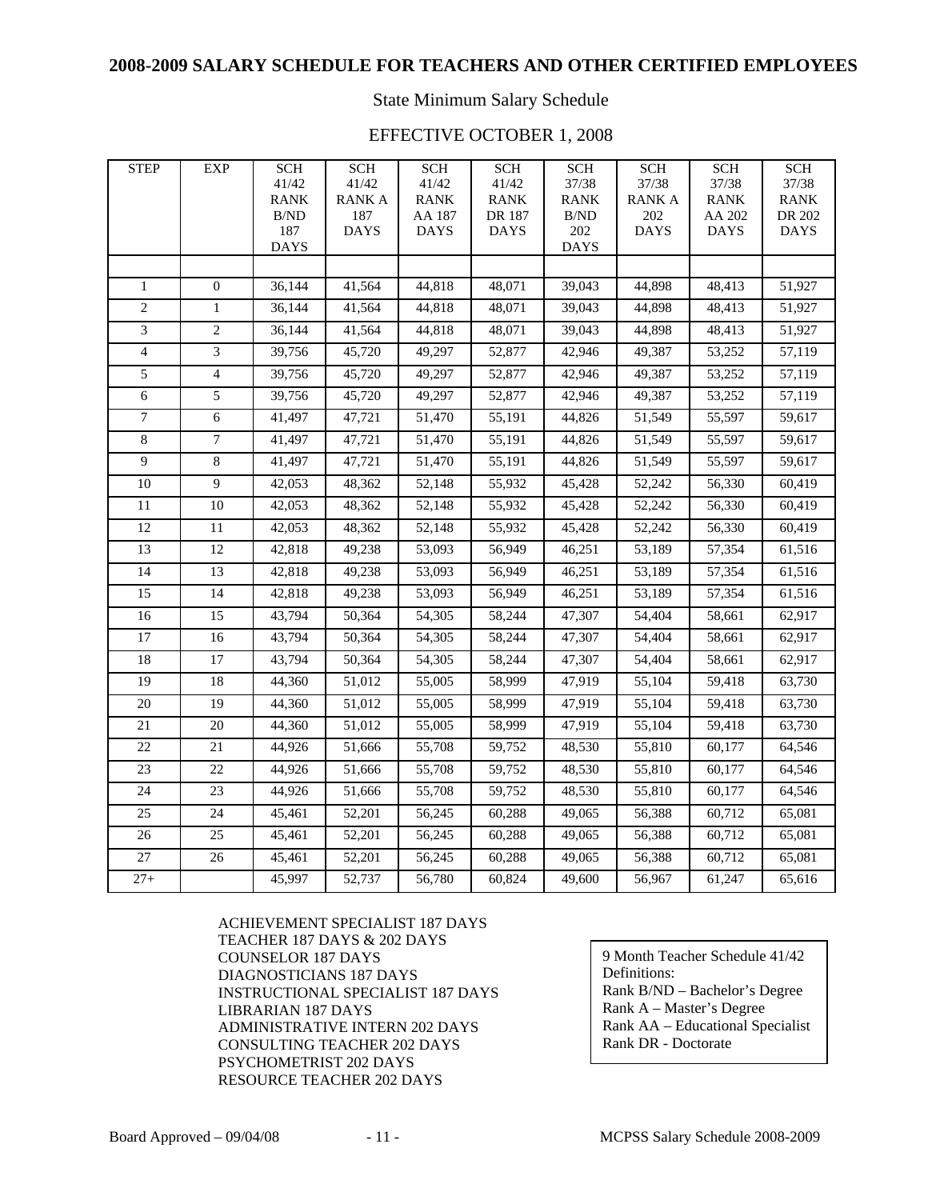## 2008-2009 SALARY SCHEDULE FOR TEACHERS AND OTHER CERTIFIED EMPLOYEES

State Minimum Salary Schedule

EFFECTIVE OCTOBER 1, 2008

| STEP | EXP | SCH 41/42 RANK B/ND 187 DAYS | SCH 41/42 RANK A 187 DAYS | SCH 41/42 RANK AA 187 DAYS | SCH 41/42 RANK DR 187 DAYS | SCH 37/38 RANK B/ND 202 DAYS | SCH 37/38 RANK A 202 DAYS | SCH 37/38 RANK AA 202 DAYS | SCH 37/38 RANK DR 202 DAYS |
|---|---|---|---|---|---|---|---|---|---|
| | | | | | | | | | |
| 1 | 0 | 36,144 | 41,564 | 44,818 | 48,071 | 39,043 | 44,898 | 48,413 | 51,927 |
| 2 | 1 | 36,144 | 41,564 | 44,818 | 48,071 | 39,043 | 44,898 | 48,413 | 51,927 |
| 3 | 2 | 36,144 | 41,564 | 44,818 | 48,071 | 39,043 | 44,898 | 48,413 | 51,927 |
| 4 | 3 | 39,756 | 45,720 | 49,297 | 52,877 | 42,946 | 49,387 | 53,252 | 57,119 |
| 5 | 4 | 39,756 | 45,720 | 49,297 | 52,877 | 42,946 | 49,387 | 53,252 | 57,119 |
| 6 | 5 | 39,756 | 45,720 | 49,297 | 52,877 | 42,946 | 49,387 | 53,252 | 57,119 |
| 7 | 6 | 41,497 | 47,721 | 51,470 | 55,191 | 44,826 | 51,549 | 55,597 | 59,617 |
| 8 | 7 | 41,497 | 47,721 | 51,470 | 55,191 | 44,826 | 51,549 | 55,597 | 59,617 |
| 9 | 8 | 41,497 | 47,721 | 51,470 | 55,191 | 44,826 | 51,549 | 55,597 | 59,617 |
| 10 | 9 | 42,053 | 48,362 | 52,148 | 55,932 | 45,428 | 52,242 | 56,330 | 60,419 |
| 11 | 10 | 42,053 | 48,362 | 52,148 | 55,932 | 45,428 | 52,242 | 56,330 | 60,419 |
| 12 | 11 | 42,053 | 48,362 | 52,148 | 55,932 | 45,428 | 52,242 | 56,330 | 60,419 |
| 13 | 12 | 42,818 | 49,238 | 53,093 | 56,949 | 46,251 | 53,189 | 57,354 | 61,516 |
| 14 | 13 | 42,818 | 49,238 | 53,093 | 56,949 | 46,251 | 53,189 | 57,354 | 61,516 |
| 15 | 14 | 42,818 | 49,238 | 53,093 | 56,949 | 46,251 | 53,189 | 57,354 | 61,516 |
| 16 | 15 | 43,794 | 50,364 | 54,305 | 58,244 | 47,307 | 54,404 | 58,661 | 62,917 |
| 17 | 16 | 43,794 | 50,364 | 54,305 | 58,244 | 47,307 | 54,404 | 58,661 | 62,917 |
| 18 | 17 | 43,794 | 50,364 | 54,305 | 58,244 | 47,307 | 54,404 | 58,661 | 62,917 |
| 19 | 18 | 44,360 | 51,012 | 55,005 | 58,999 | 47,919 | 55,104 | 59,418 | 63,730 |
| 20 | 19 | 44,360 | 51,012 | 55,005 | 58,999 | 47,919 | 55,104 | 59,418 | 63,730 |
| 21 | 20 | 44,360 | 51,012 | 55,005 | 58,999 | 47,919 | 55,104 | 59,418 | 63,730 |
| 22 | 21 | 44,926 | 51,666 | 55,708 | 59,752 | 48,530 | 55,810 | 60,177 | 64,546 |
| 23 | 22 | 44,926 | 51,666 | 55,708 | 59,752 | 48,530 | 55,810 | 60,177 | 64,546 |
| 24 | 23 | 44,926 | 51,666 | 55,708 | 59,752 | 48,530 | 55,810 | 60,177 | 64,546 |
| 25 | 24 | 45,461 | 52,201 | 56,245 | 60,288 | 49,065 | 56,388 | 60,712 | 65,081 |
| 26 | 25 | 45,461 | 52,201 | 56,245 | 60,288 | 49,065 | 56,388 | 60,712 | 65,081 |
| 27 | 26 | 45,461 | 52,201 | 56,245 | 60,288 | 49,065 | 56,388 | 60,712 | 65,081 |
| 27+ | | 45,997 | 52,737 | 56,780 | 60,824 | 49,600 | 56,967 | 61,247 | 65,616 |

ACHIEVEMENT SPECIALIST 187 DAYS
TEACHER 187 DAYS & 202 DAYS
COUNSELOR 187 DAYS
DIAGNOSTICIANS 187 DAYS
INSTRUCTIONAL SPECIALIST 187 DAYS
LIBRARIAN 187 DAYS
ADMINISTRATIVE INTERN 202 DAYS
CONSULTING TEACHER 202 DAYS
PSYCHOMETRIST 202 DAYS
RESOURCE TEACHER 202 DAYS

9 Month Teacher Schedule 41/42
Definitions:
Rank B/ND – Bachelor's Degree
Rank A – Master's Degree
Rank AA – Educational Specialist
Rank DR - Doctorate

Board Approved – 09/04/08

MCPSS Salary Schedule 2008-2009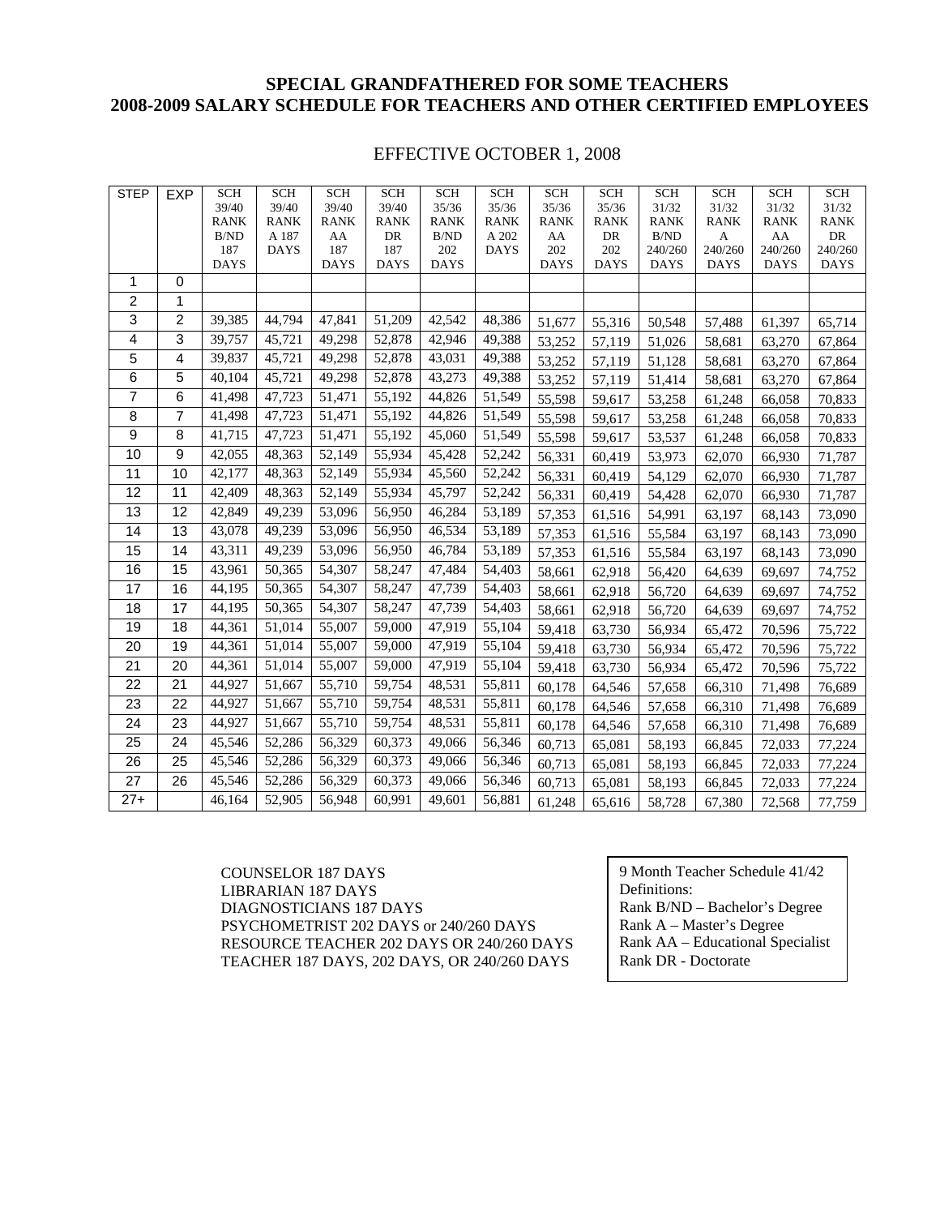**SPECIAL GRANDFATHERED FOR SOME TEACHERS**
**2008-2009 SALARY SCHEDULE FOR TEACHERS AND OTHER CERTIFIED EMPLOYEES**

EFFECTIVE OCTOBER 1, 2008

| STEP | EXP | SCH 39/40 RANK B/ND 187 DAYS | SCH 39/40 RANK A 187 DAYS | SCH 39/40 RANK AA 187 DAYS | SCH 39/40 RANK DR 187 DAYS | SCH 35/36 RANK B/ND 202 DAYS | SCH 35/36 RANK A 202 DAYS | SCH 35/36 RANK AA 202 DAYS | SCH 35/36 RANK DR 202 DAYS | SCH 31/32 RANK B/ND 240/260 DAYS | SCH 31/32 RANK A 240/260 DAYS | SCH 31/32 RANK AA 240/260 DAYS | SCH 31/32 RANK DR 240/260 DAYS |
|---|---|---|---|---|---|---|---|---|---|---|---|---|---|
| 1 | 0 | | | | | | | | | | | | |
| 2 | 1 | | | | | | | | | | | | |
| 3 | 2 | 39,385 | 44,794 | 47,841 | 51,209 | 42,542 | 48,386 | 51,677 | 55,316 | 50,548 | 57,488 | 61,397 | 65,714 |
| 4 | 3 | 39,757 | 45,721 | 49,298 | 52,878 | 42,946 | 49,388 | 53,252 | 57,119 | 51,026 | 58,681 | 63,270 | 67,864 |
| 5 | 4 | 39,837 | 45,721 | 49,298 | 52,878 | 43,031 | 49,388 | 53,252 | 57,119 | 51,128 | 58,681 | 63,270 | 67,864 |
| 6 | 5 | 40,104 | 45,721 | 49,298 | 52,878 | 43,273 | 49,388 | 53,252 | 57,119 | 51,414 | 58,681 | 63,270 | 67,864 |
| 7 | 6 | 41,498 | 47,723 | 51,471 | 55,192 | 44,826 | 51,549 | 55,598 | 59,617 | 53,258 | 61,248 | 66,058 | 70,833 |
| 8 | 7 | 41,498 | 47,723 | 51,471 | 55,192 | 44,826 | 51,549 | 55,598 | 59,617 | 53,258 | 61,248 | 66,058 | 70,833 |
| 9 | 8 | 41,715 | 47,723 | 51,471 | 55,192 | 45,060 | 51,549 | 55,598 | 59,617 | 53,537 | 61,248 | 66,058 | 70,833 |
| 10 | 9 | 42,055 | 48,363 | 52,149 | 55,934 | 45,428 | 52,242 | 56,331 | 60,419 | 53,973 | 62,070 | 66,930 | 71,787 |
| 11 | 10 | 42,177 | 48,363 | 52,149 | 55,934 | 45,560 | 52,242 | 56,331 | 60,419 | 54,129 | 62,070 | 66,930 | 71,787 |
| 12 | 11 | 42,409 | 48,363 | 52,149 | 55,934 | 45,797 | 52,242 | 56,331 | 60,419 | 54,428 | 62,070 | 66,930 | 71,787 |
| 13 | 12 | 42,849 | 49,239 | 53,096 | 56,950 | 46,284 | 53,189 | 57,353 | 61,516 | 54,991 | 63,197 | 68,143 | 73,090 |
| 14 | 13 | 43,078 | 49,239 | 53,096 | 56,950 | 46,534 | 53,189 | 57,353 | 61,516 | 55,584 | 63,197 | 68,143 | 73,090 |
| 15 | 14 | 43,311 | 49,239 | 53,096 | 56,950 | 46,784 | 53,189 | 57,353 | 61,516 | 55,584 | 63,197 | 68,143 | 73,090 |
| 16 | 15 | 43,961 | 50,365 | 54,307 | 58,247 | 47,484 | 54,403 | 58,661 | 62,918 | 56,420 | 64,639 | 69,697 | 74,752 |
| 17 | 16 | 44,195 | 50,365 | 54,307 | 58,247 | 47,739 | 54,403 | 58,661 | 62,918 | 56,720 | 64,639 | 69,697 | 74,752 |
| 18 | 17 | 44,195 | 50,365 | 54,307 | 58,247 | 47,739 | 54,403 | 58,661 | 62,918 | 56,720 | 64,639 | 69,697 | 74,752 |
| 19 | 18 | 44,361 | 51,014 | 55,007 | 59,000 | 47,919 | 55,104 | 59,418 | 63,730 | 56,934 | 65,472 | 70,596 | 75,722 |
| 20 | 19 | 44,361 | 51,014 | 55,007 | 59,000 | 47,919 | 55,104 | 59,418 | 63,730 | 56,934 | 65,472 | 70,596 | 75,722 |
| 21 | 20 | 44,361 | 51,014 | 55,007 | 59,000 | 47,919 | 55,104 | 59,418 | 63,730 | 56,934 | 65,472 | 70,596 | 75,722 |
| 22 | 21 | 44,927 | 51,667 | 55,710 | 59,754 | 48,531 | 55,811 | 60,178 | 64,546 | 57,658 | 66,310 | 71,498 | 76,689 |
| 23 | 22 | 44,927 | 51,667 | 55,710 | 59,754 | 48,531 | 55,811 | 60,178 | 64,546 | 57,658 | 66,310 | 71,498 | 76,689 |
| 24 | 23 | 44,927 | 51,667 | 55,710 | 59,754 | 48,531 | 55,811 | 60,178 | 64,546 | 57,658 | 66,310 | 71,498 | 76,689 |
| 25 | 24 | 45,546 | 52,286 | 56,329 | 60,373 | 49,066 | 56,346 | 60,713 | 65,081 | 58,193 | 66,845 | 72,033 | 77,224 |
| 26 | 25 | 45,546 | 52,286 | 56,329 | 60,373 | 49,066 | 56,346 | 60,713 | 65,081 | 58,193 | 66,845 | 72,033 | 77,224 |
| 27 | 26 | 45,546 | 52,286 | 56,329 | 60,373 | 49,066 | 56,346 | 60,713 | 65,081 | 58,193 | 66,845 | 72,033 | 77,224 |
| 27+ | | 46,164 | 52,905 | 56,948 | 60,991 | 49,601 | 56,881 | 61,248 | 65,616 | 58,728 | 67,380 | 72,568 | 77,759 |

COUNSELOR 187 DAYS
LIBRARIAN 187 DAYS
DIAGNOSTICIANS 187 DAYS
PSYCHOMETRIST 202 DAYS or 240/260 DAYS
RESOURCE TEACHER 202 DAYS OR 240/260 DAYS
TEACHER 187 DAYS, 202 DAYS, OR 240/260 DAYS

9 Month Teacher Schedule 41/42
Definitions:
Rank B/ND – Bachelor's Degree
Rank A – Master's Degree
Rank AA – Educational Specialist
Rank DR - Doctorate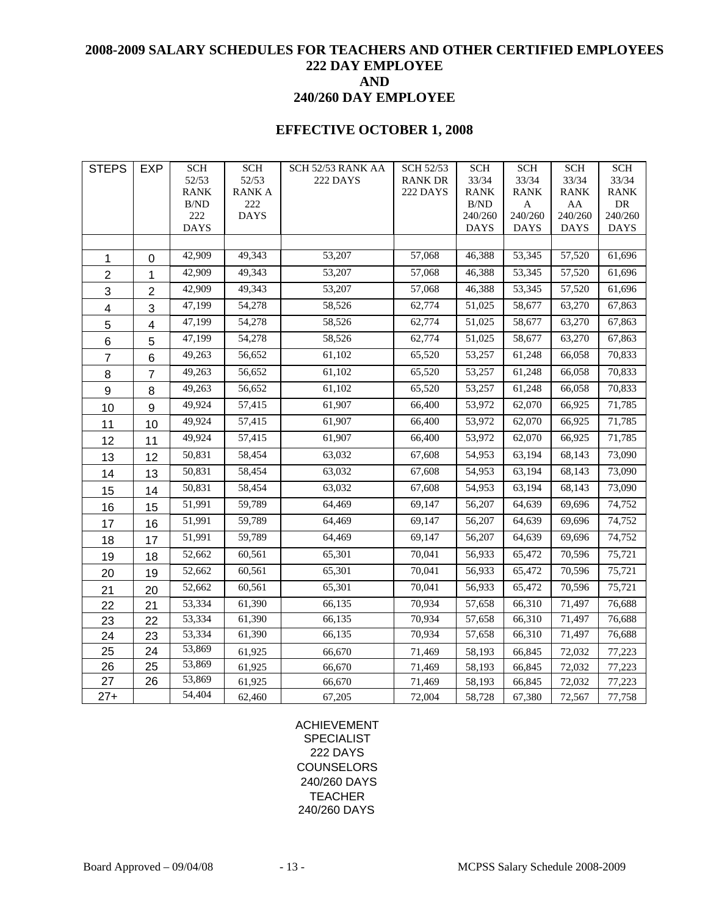# 2008-2009 SALARY SCHEDULES FOR TEACHERS AND OTHER CERTIFIED EMPLOYEES
## 222 DAY EMPLOYEE
## AND
## 240/260 DAY EMPLOYEE

### EFFECTIVE OCTOBER 1, 2008

| STEPS | EXP | SCH 52/53 RANK B/ND 222 DAYS | SCH 52/53 RANK A 222 DAYS | SCH 52/53 RANK AA 222 DAYS | SCH 52/53 RANK DR 222 DAYS | SCH 33/34 RANK B/ND 240/260 DAYS | SCH 33/34 RANK A 240/260 DAYS | SCH 33/34 RANK AA 240/260 DAYS | SCH 33/34 RANK DR 240/260 DAYS |
|---|---|---|---|---|---|---|---|---|---|
| 1 | 0 | 42,909 | 49,343 | 53,207 | 57,068 | 46,388 | 53,345 | 57,520 | 61,696 |
| 2 | 1 | 42,909 | 49,343 | 53,207 | 57,068 | 46,388 | 53,345 | 57,520 | 61,696 |
| 3 | 2 | 42,909 | 49,343 | 53,207 | 57,068 | 46,388 | 53,345 | 57,520 | 61,696 |
| 4 | 3 | 47,199 | 54,278 | 58,526 | 62,774 | 51,025 | 58,677 | 63,270 | 67,863 |
| 5 | 4 | 47,199 | 54,278 | 58,526 | 62,774 | 51,025 | 58,677 | 63,270 | 67,863 |
| 6 | 5 | 47,199 | 54,278 | 58,526 | 62,774 | 51,025 | 58,677 | 63,270 | 67,863 |
| 7 | 6 | 49,263 | 56,652 | 61,102 | 65,520 | 53,257 | 61,248 | 66,058 | 70,833 |
| 8 | 7 | 49,263 | 56,652 | 61,102 | 65,520 | 53,257 | 61,248 | 66,058 | 70,833 |
| 9 | 8 | 49,263 | 56,652 | 61,102 | 65,520 | 53,257 | 61,248 | 66,058 | 70,833 |
| 10 | 9 | 49,924 | 57,415 | 61,907 | 66,400 | 53,972 | 62,070 | 66,925 | 71,785 |
| 11 | 10 | 49,924 | 57,415 | 61,907 | 66,400 | 53,972 | 62,070 | 66,925 | 71,785 |
| 12 | 11 | 49,924 | 57,415 | 61,907 | 66,400 | 53,972 | 62,070 | 66,925 | 71,785 |
| 13 | 12 | 50,831 | 58,454 | 63,032 | 67,608 | 54,953 | 63,194 | 68,143 | 73,090 |
| 14 | 13 | 50,831 | 58,454 | 63,032 | 67,608 | 54,953 | 63,194 | 68,143 | 73,090 |
| 15 | 14 | 50,831 | 58,454 | 63,032 | 67,608 | 54,953 | 63,194 | 68,143 | 73,090 |
| 16 | 15 | 51,991 | 59,789 | 64,469 | 69,147 | 56,207 | 64,639 | 69,696 | 74,752 |
| 17 | 16 | 51,991 | 59,789 | 64,469 | 69,147 | 56,207 | 64,639 | 69,696 | 74,752 |
| 18 | 17 | 51,991 | 59,789 | 64,469 | 69,147 | 56,207 | 64,639 | 69,696 | 74,752 |
| 19 | 18 | 52,662 | 60,561 | 65,301 | 70,041 | 56,933 | 65,472 | 70,596 | 75,721 |
| 20 | 19 | 52,662 | 60,561 | 65,301 | 70,041 | 56,933 | 65,472 | 70,596 | 75,721 |
| 21 | 20 | 52,662 | 60,561 | 65,301 | 70,041 | 56,933 | 65,472 | 70,596 | 75,721 |
| 22 | 21 | 53,334 | 61,390 | 66,135 | 70,934 | 57,658 | 66,310 | 71,497 | 76,688 |
| 23 | 22 | 53,334 | 61,390 | 66,135 | 70,934 | 57,658 | 66,310 | 71,497 | 76,688 |
| 24 | 23 | 53,334 | 61,390 | 66,135 | 70,934 | 57,658 | 66,310 | 71,497 | 76,688 |
| 25 | 24 | 53,869 | 61,925 | 66,670 | 71,469 | 58,193 | 66,845 | 72,032 | 77,223 |
| 26 | 25 | 53,869 | 61,925 | 66,670 | 71,469 | 58,193 | 66,845 | 72,032 | 77,223 |
| 27 | 26 | 53,869 | 61,925 | 66,670 | 71,469 | 58,193 | 66,845 | 72,032 | 77,223 |
| 27+ | | 54,404 | 62,460 | 67,205 | 72,004 | 58,728 | 67,380 | 72,567 | 77,758 |

ACHIEVEMENT SPECIALIST
222 DAYS
COUNSELORS
240/260 DAYS
TEACHER
240/260 DAYS

Board Approved – 09/04/08